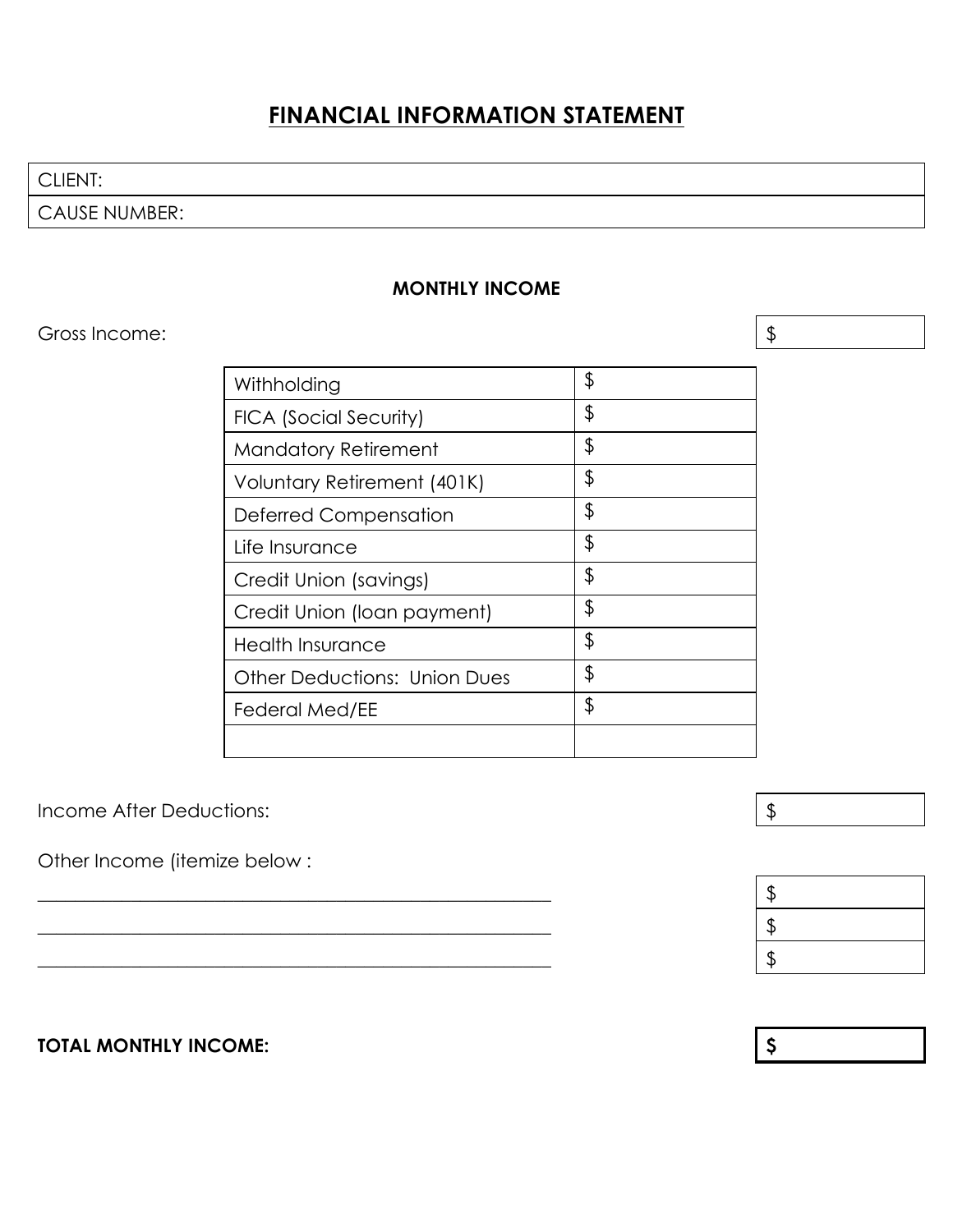# FINANCIAL INFORMATION STATEMENT

| CLIENT: |
|---|
| CAUSE NUMBER: |

**MONTHLY INCOME**

Gross Income: $

| | |
|---|---|
| Withholding | $ |
| FICA (Social Security) | $ |
| Mandatory Retirement | $ |
| Voluntary Retirement (401K) | $ |
| Deferred Compensation | $ |
| Life Insurance | $ |
| Credit Union (savings) | $ |
| Credit Union (loan payment) | $ |
| Health Insurance | $ |
| Other Deductions: Union Dues | $ |
| Federal Med/EE | $ |
| | |

Income After Deductions: $

Other Income (itemize below :

_______________________________________________________ $

_______________________________________________________ $

_______________________________________________________ $

**TOTAL MONTHLY INCOME:** **$**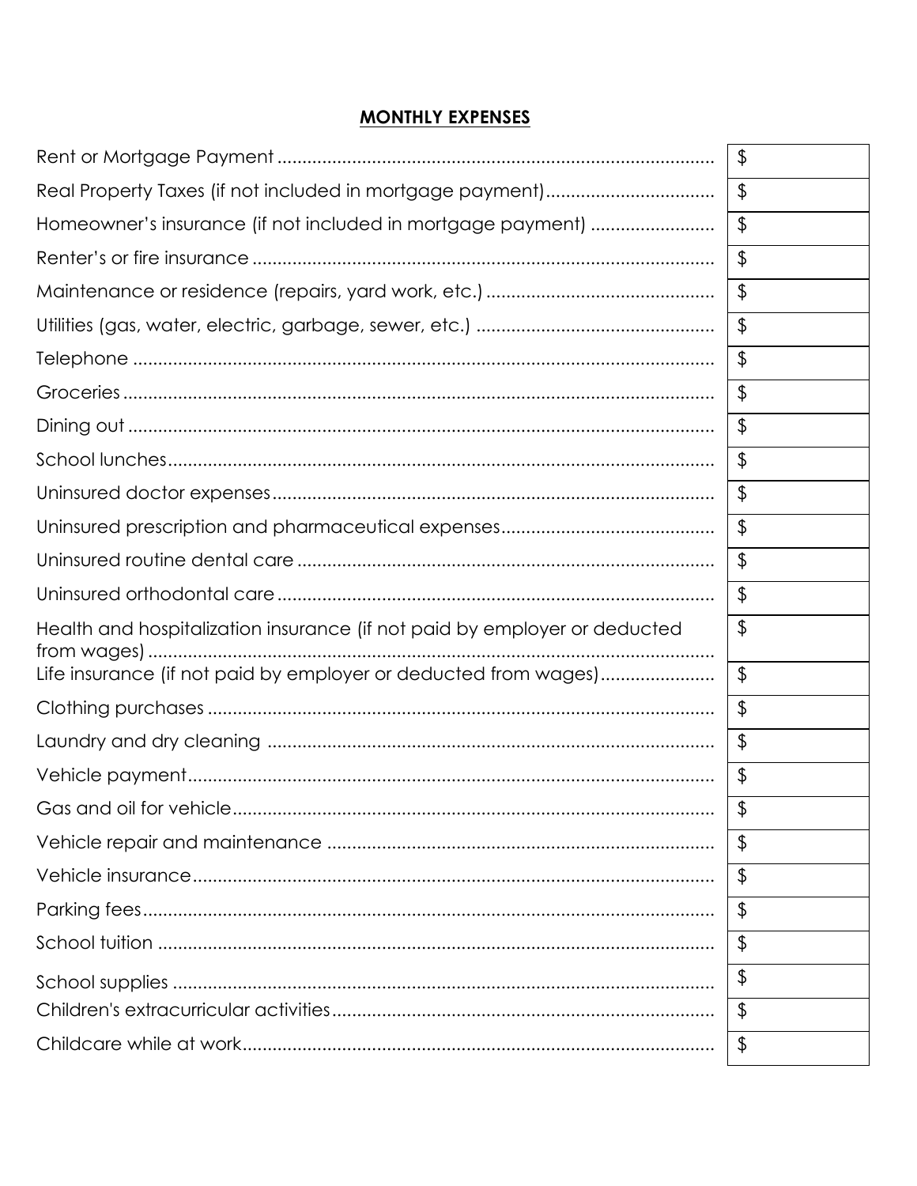**MONTHLY EXPENSES**

| Expense | Amount |
|---|---|
| Rent or Mortgage Payment | $ |
| Real Property Taxes (if not included in mortgage payment) | $ |
| Homeowner's insurance (if not included in mortgage payment) | $ |
| Renter's or fire insurance | $ |
| Maintenance or residence (repairs, yard work, etc.) | $ |
| Utilities (gas, water, electric, garbage, sewer, etc.) | $ |
| Telephone | $ |
| Groceries | $ |
| Dining out | $ |
| School lunches | $ |
| Uninsured doctor expenses | $ |
| Uninsured prescription and pharmaceutical expenses | $ |
| Uninsured routine dental care | $ |
| Uninsured orthodontal care | $ |
| Health and hospitalization insurance (if not paid by employer or deducted from wages) | $ |
| Life insurance (if not paid by employer or deducted from wages) | $ |
| Clothing purchases | $ |
| Laundry and dry cleaning | $ |
| Vehicle payment | $ |
| Gas and oil for vehicle | $ |
| Vehicle repair and maintenance | $ |
| Vehicle insurance | $ |
| Parking fees | $ |
| School tuition | $ |
| School supplies | $ |
| Children's extracurricular activities | $ |
| Childcare while at work | $ |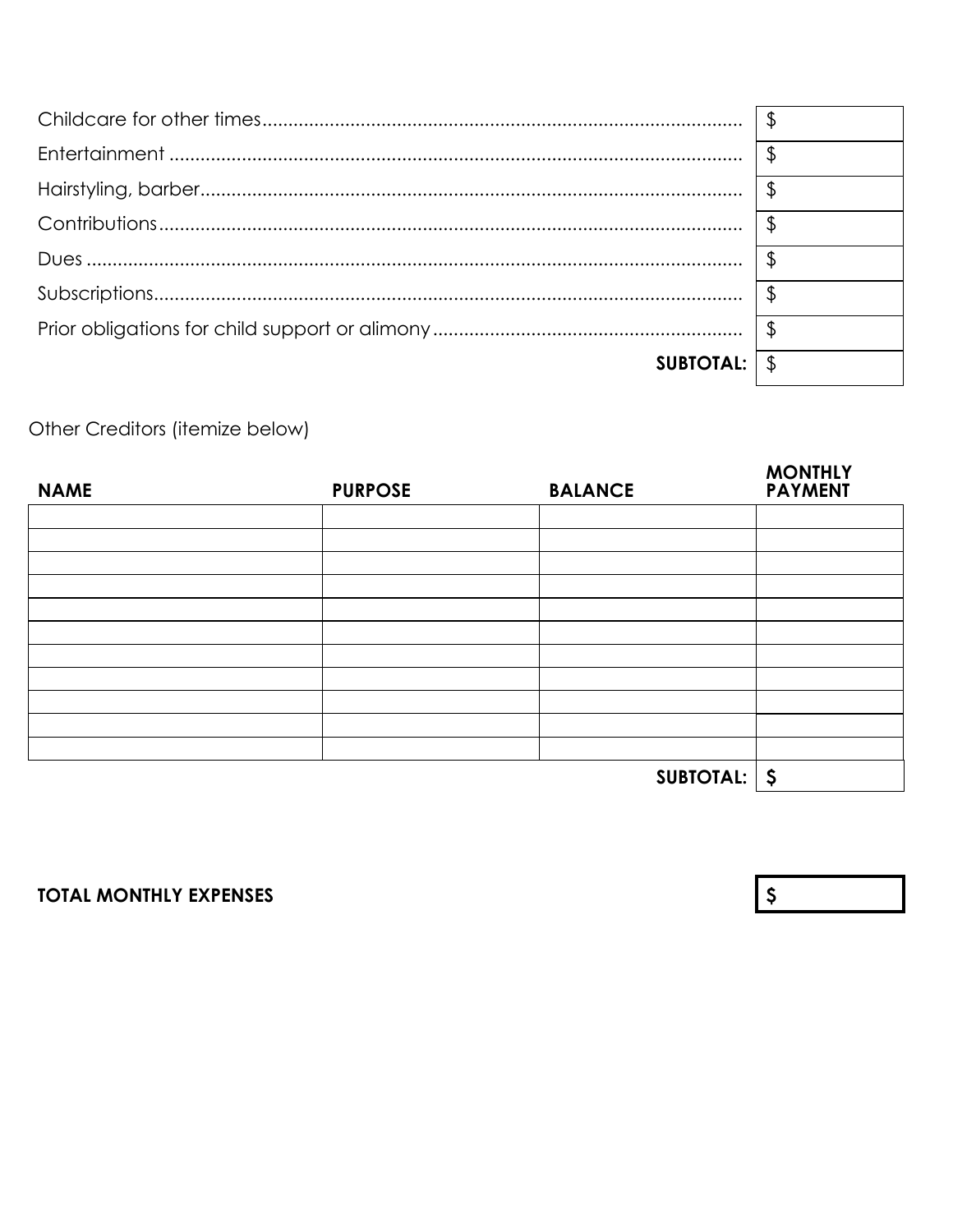| | |
|---|---|
| Childcare for other times | $ |
| Entertainment | $ |
| Hairstyling, barber | $ |
| Contributions | $ |
| Dues | $ |
| Subscriptions | $ |
| Prior obligations for child support or alimony | $ |
| **SUBTOTAL:** | $ |

Other Creditors (itemize below)

| **NAME** | **PURPOSE** | **BALANCE** | **MONTHLY PAYMENT** |
|---|---|---|---|
| | | | |
| | | | |
| | | | |
| | | | |
| | | | |
| | | | |
| | | | |
| | | | |
| | | | |
| | | | |
| | | | |
| | | **SUBTOTAL:** | **$** |

**TOTAL MONTHLY EXPENSES** **$**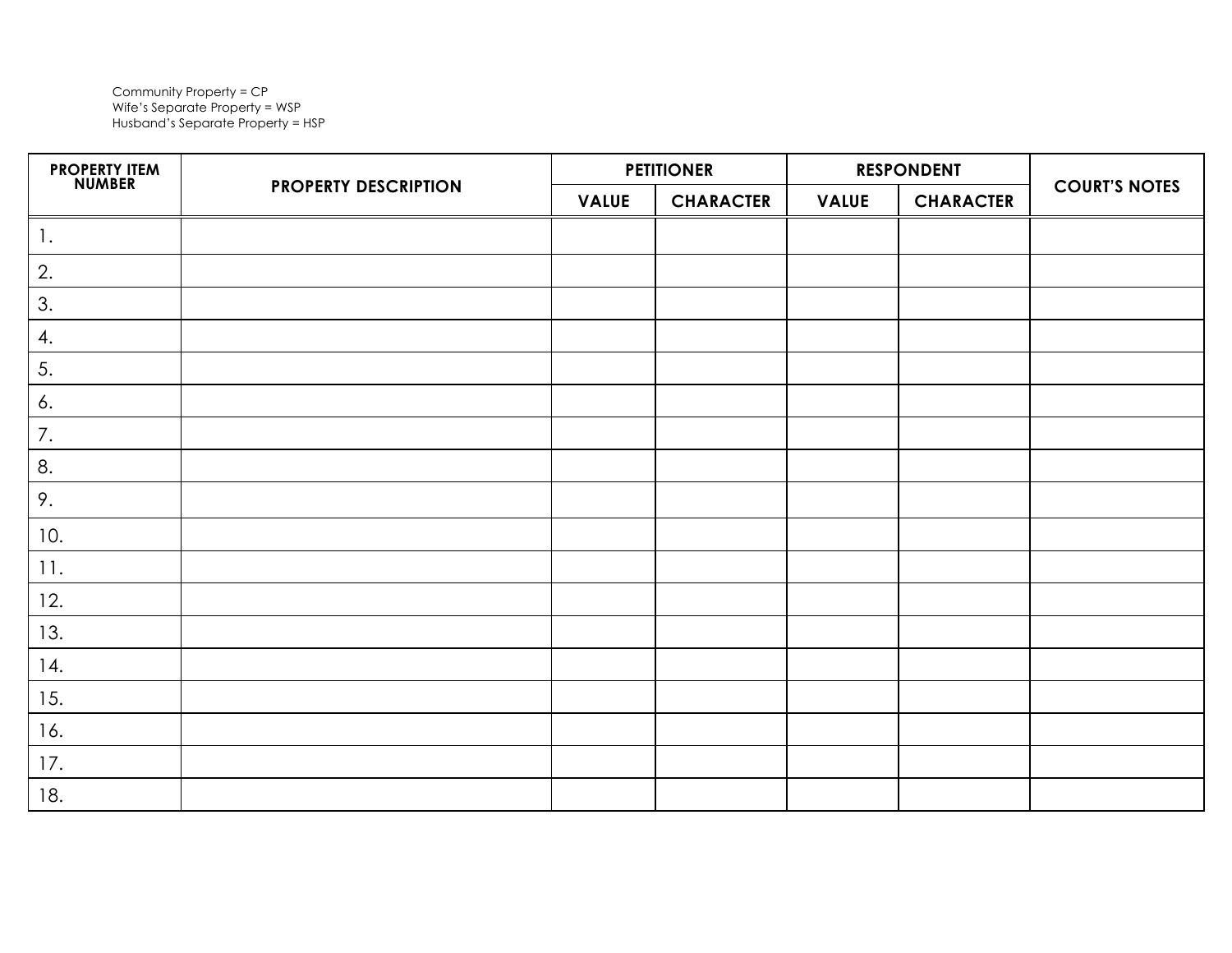Community Property = CP
Wife's Separate Property = WSP
Husband's Separate Property = HSP

| PROPERTY ITEM NUMBER | PROPERTY DESCRIPTION | PETITIONER | | RESPONDENT | | COURT'S NOTES |
|---|---|---|---|---|---|---|
| | | VALUE | CHARACTER | VALUE | CHARACTER | |
| 1. | | | | | | |
| 2. | | | | | | |
| 3. | | | | | | |
| 4. | | | | | | |
| 5. | | | | | | |
| 6. | | | | | | |
| 7. | | | | | | |
| 8. | | | | | | |
| 9. | | | | | | |
| 10. | | | | | | |
| 11. | | | | | | |
| 12. | | | | | | |
| 13. | | | | | | |
| 14. | | | | | | |
| 15. | | | | | | |
| 16. | | | | | | |
| 17. | | | | | | |
| 18. | | | | | | |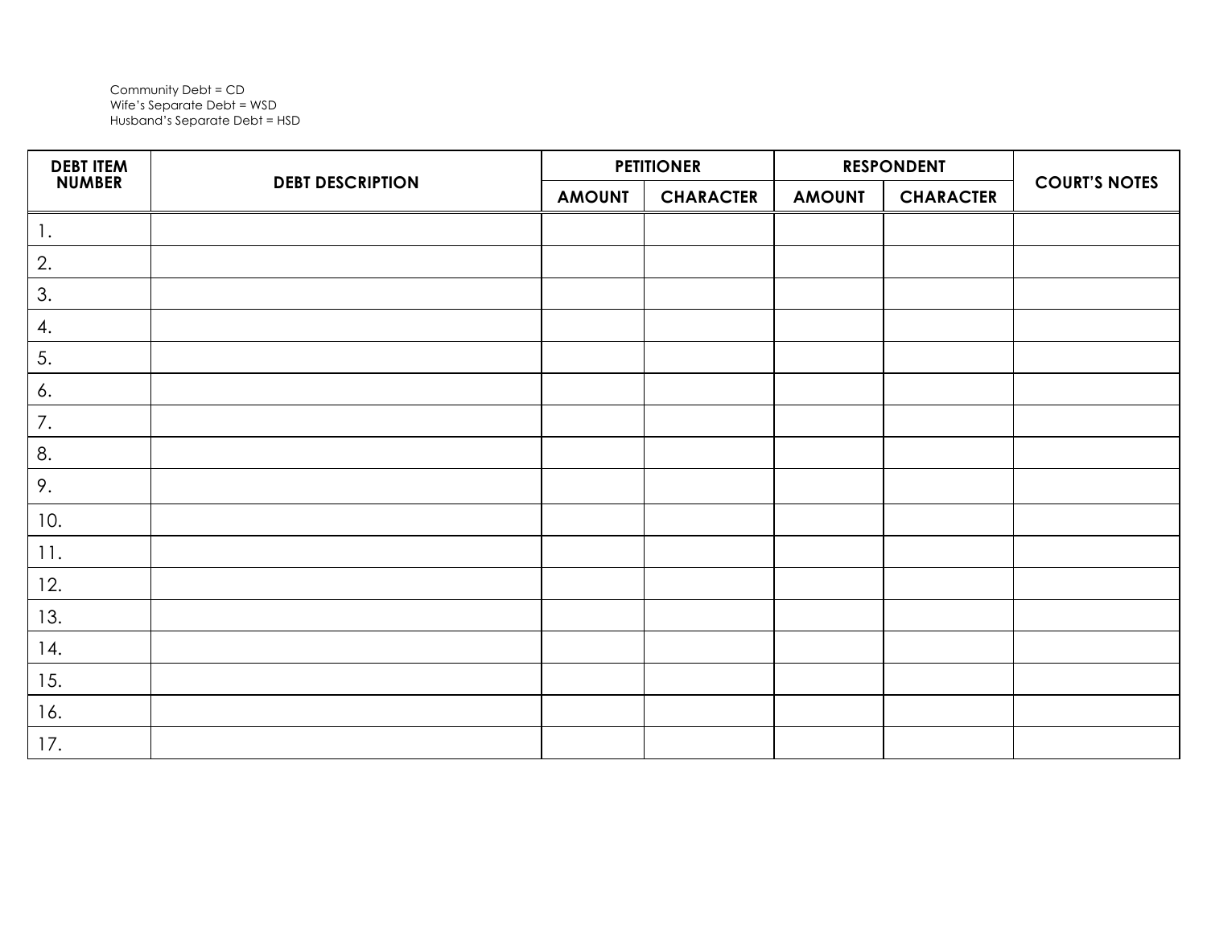Community Debt = CD
Wife's Separate Debt = WSD
Husband's Separate Debt = HSD

| DEBT ITEM NUMBER | DEBT DESCRIPTION | PETITIONER | | RESPONDENT | | COURT'S NOTES |
|---|---|---|---|---|---|---|
| | | AMOUNT | CHARACTER | AMOUNT | CHARACTER | |
| 1. | | | | | | |
| 2. | | | | | | |
| 3. | | | | | | |
| 4. | | | | | | |
| 5. | | | | | | |
| 6. | | | | | | |
| 7. | | | | | | |
| 8. | | | | | | |
| 9. | | | | | | |
| 10. | | | | | | |
| 11. | | | | | | |
| 12. | | | | | | |
| 13. | | | | | | |
| 14. | | | | | | |
| 15. | | | | | | |
| 16. | | | | | | |
| 17. | | | | | | |